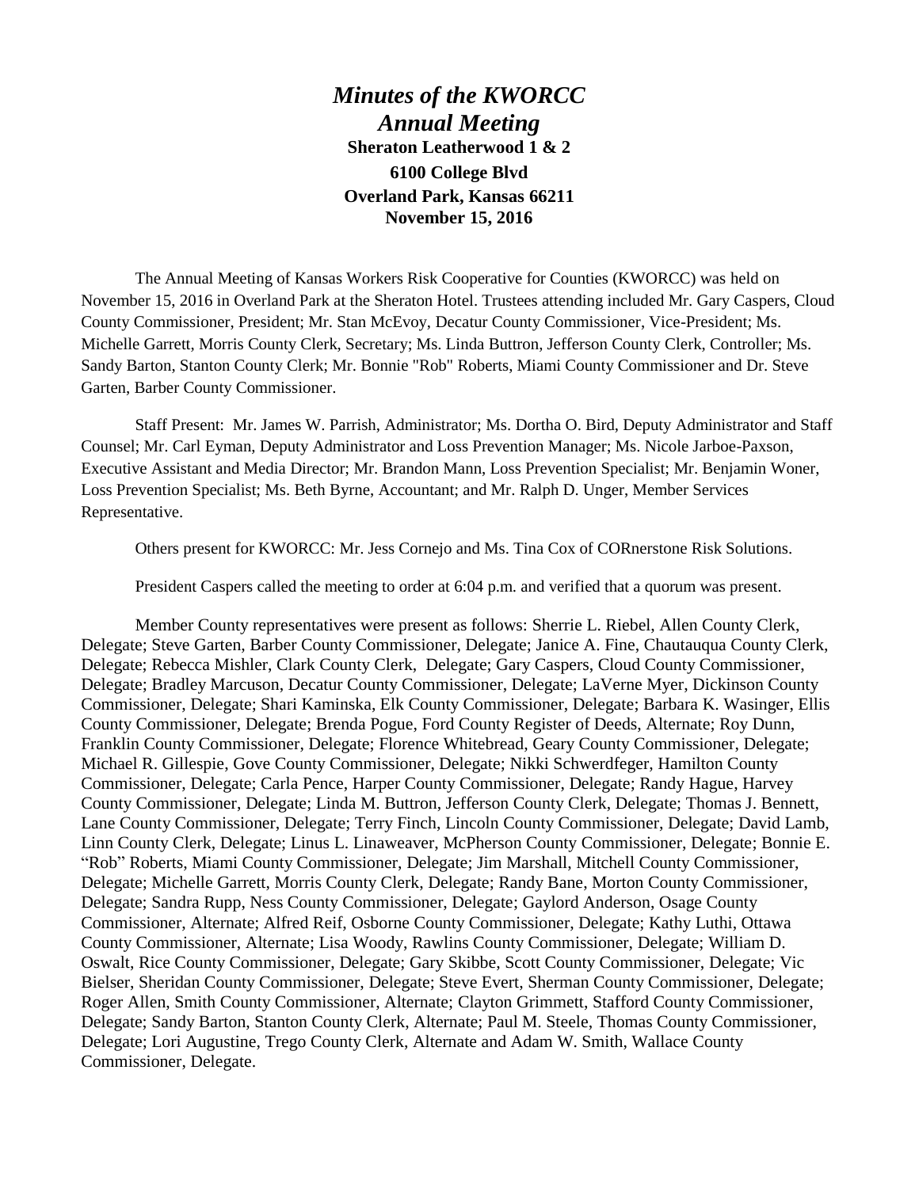# *Minutes of the KWORCC Annual Meeting*

**Sheraton Leatherwood 1 & 2**
**6100 College Blvd**
**Overland Park, Kansas 66211**
**November 15, 2016**

The Annual Meeting of Kansas Workers Risk Cooperative for Counties (KWORCC) was held on November 15, 2016 in Overland Park at the Sheraton Hotel. Trustees attending included Mr. Gary Caspers, Cloud County Commissioner, President; Mr. Stan McEvoy, Decatur County Commissioner, Vice-President; Ms. Michelle Garrett, Morris County Clerk, Secretary; Ms. Linda Buttron, Jefferson County Clerk, Controller; Ms. Sandy Barton, Stanton County Clerk; Mr. Bonnie "Rob" Roberts, Miami County Commissioner and Dr. Steve Garten, Barber County Commissioner.

Staff Present: Mr. James W. Parrish, Administrator; Ms. Dortha O. Bird, Deputy Administrator and Staff Counsel; Mr. Carl Eyman, Deputy Administrator and Loss Prevention Manager; Ms. Nicole Jarboe-Paxson, Executive Assistant and Media Director; Mr. Brandon Mann, Loss Prevention Specialist; Mr. Benjamin Woner, Loss Prevention Specialist; Ms. Beth Byrne, Accountant; and Mr. Ralph D. Unger, Member Services Representative.

Others present for KWORCC: Mr. Jess Cornejo and Ms. Tina Cox of CORnerstone Risk Solutions.

President Caspers called the meeting to order at 6:04 p.m. and verified that a quorum was present.

Member County representatives were present as follows: Sherrie L. Riebel, Allen County Clerk, Delegate; Steve Garten, Barber County Commissioner, Delegate; Janice A. Fine, Chautauqua County Clerk, Delegate; Rebecca Mishler, Clark County Clerk, Delegate; Gary Caspers, Cloud County Commissioner, Delegate; Bradley Marcuson, Decatur County Commissioner, Delegate; LaVerne Myer, Dickinson County Commissioner, Delegate; Shari Kaminska, Elk County Commissioner, Delegate; Barbara K. Wasinger, Ellis County Commissioner, Delegate; Brenda Pogue, Ford County Register of Deeds, Alternate; Roy Dunn, Franklin County Commissioner, Delegate; Florence Whitebread, Geary County Commissioner, Delegate; Michael R. Gillespie, Gove County Commissioner, Delegate; Nikki Schwerdfeger, Hamilton County Commissioner, Delegate; Carla Pence, Harper County Commissioner, Delegate; Randy Hague, Harvey County Commissioner, Delegate; Linda M. Buttron, Jefferson County Clerk, Delegate; Thomas J. Bennett, Lane County Commissioner, Delegate; Terry Finch, Lincoln County Commissioner, Delegate; David Lamb, Linn County Clerk, Delegate; Linus L. Linaweaver, McPherson County Commissioner, Delegate; Bonnie E. "Rob" Roberts, Miami County Commissioner, Delegate; Jim Marshall, Mitchell County Commissioner, Delegate; Michelle Garrett, Morris County Clerk, Delegate; Randy Bane, Morton County Commissioner, Delegate; Sandra Rupp, Ness County Commissioner, Delegate; Gaylord Anderson, Osage County Commissioner, Alternate; Alfred Reif, Osborne County Commissioner, Delegate; Kathy Luthi, Ottawa County Commissioner, Alternate; Lisa Woody, Rawlins County Commissioner, Delegate; William D. Oswalt, Rice County Commissioner, Delegate; Gary Skibbe, Scott County Commissioner, Delegate; Vic Bielser, Sheridan County Commissioner, Delegate; Steve Evert, Sherman County Commissioner, Delegate; Roger Allen, Smith County Commissioner, Alternate; Clayton Grimmett, Stafford County Commissioner, Delegate; Sandy Barton, Stanton County Clerk, Alternate; Paul M. Steele, Thomas County Commissioner, Delegate; Lori Augustine, Trego County Clerk, Alternate and Adam W. Smith, Wallace County Commissioner, Delegate.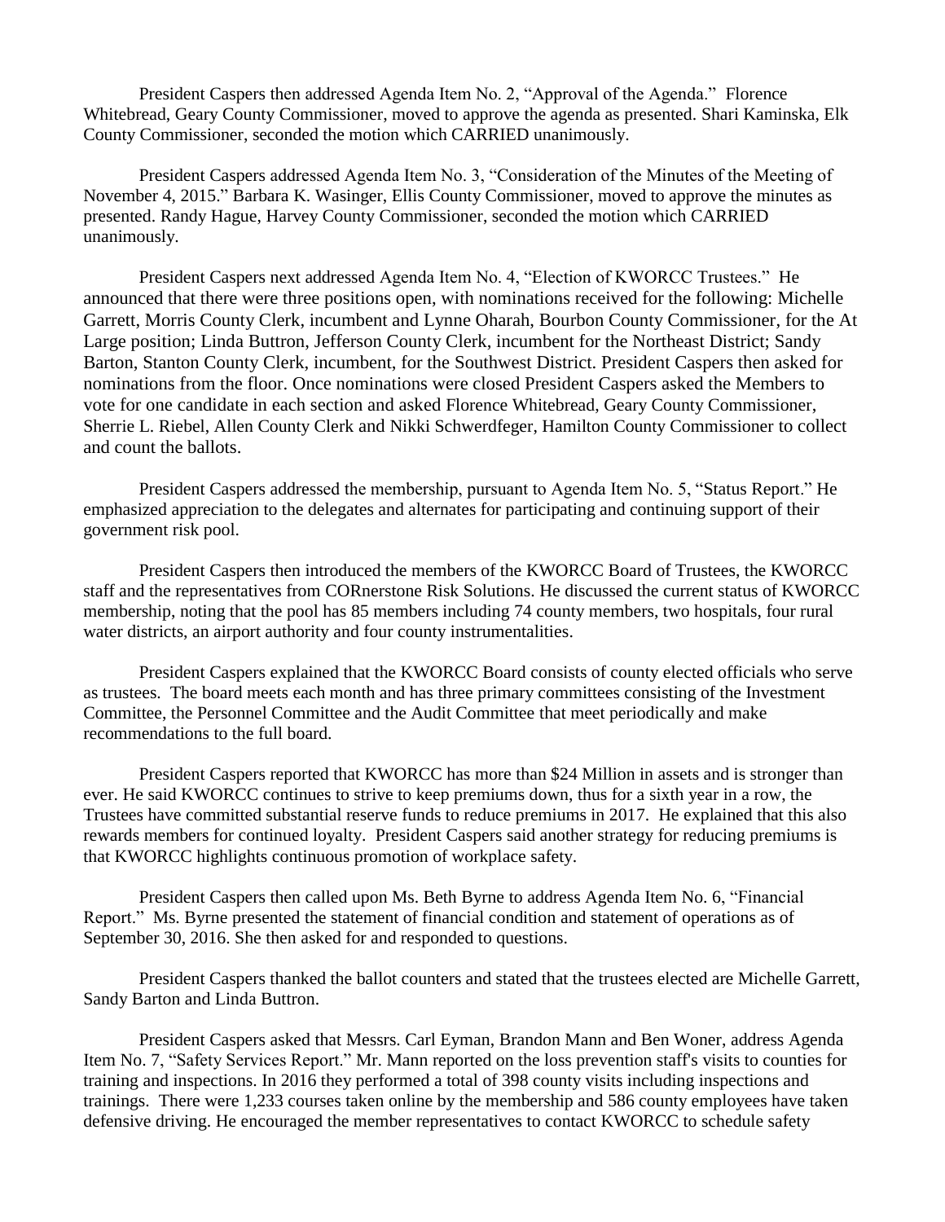President Caspers then addressed Agenda Item No. 2, "Approval of the Agenda." Florence Whitebread, Geary County Commissioner, moved to approve the agenda as presented. Shari Kaminska, Elk County Commissioner, seconded the motion which CARRIED unanimously.

President Caspers addressed Agenda Item No. 3, "Consideration of the Minutes of the Meeting of November 4, 2015." Barbara K. Wasinger, Ellis County Commissioner, moved to approve the minutes as presented. Randy Hague, Harvey County Commissioner, seconded the motion which CARRIED unanimously.

President Caspers next addressed Agenda Item No. 4, "Election of KWORCC Trustees." He announced that there were three positions open, with nominations received for the following: Michelle Garrett, Morris County Clerk, incumbent and Lynne Oharah, Bourbon County Commissioner, for the At Large position; Linda Buttron, Jefferson County Clerk, incumbent for the Northeast District; Sandy Barton, Stanton County Clerk, incumbent, for the Southwest District. President Caspers then asked for nominations from the floor. Once nominations were closed President Caspers asked the Members to vote for one candidate in each section and asked Florence Whitebread, Geary County Commissioner, Sherrie L. Riebel, Allen County Clerk and Nikki Schwerdfeger, Hamilton County Commissioner to collect and count the ballots.

President Caspers addressed the membership, pursuant to Agenda Item No. 5, "Status Report." He emphasized appreciation to the delegates and alternates for participating and continuing support of their government risk pool.

President Caspers then introduced the members of the KWORCC Board of Trustees, the KWORCC staff and the representatives from CORnerstone Risk Solutions. He discussed the current status of KWORCC membership, noting that the pool has 85 members including 74 county members, two hospitals, four rural water districts, an airport authority and four county instrumentalities.

President Caspers explained that the KWORCC Board consists of county elected officials who serve as trustees. The board meets each month and has three primary committees consisting of the Investment Committee, the Personnel Committee and the Audit Committee that meet periodically and make recommendations to the full board.

President Caspers reported that KWORCC has more than $24 Million in assets and is stronger than ever. He said KWORCC continues to strive to keep premiums down, thus for a sixth year in a row, the Trustees have committed substantial reserve funds to reduce premiums in 2017. He explained that this also rewards members for continued loyalty. President Caspers said another strategy for reducing premiums is that KWORCC highlights continuous promotion of workplace safety.

President Caspers then called upon Ms. Beth Byrne to address Agenda Item No. 6, "Financial Report." Ms. Byrne presented the statement of financial condition and statement of operations as of September 30, 2016. She then asked for and responded to questions.

President Caspers thanked the ballot counters and stated that the trustees elected are Michelle Garrett, Sandy Barton and Linda Buttron.

President Caspers asked that Messrs. Carl Eyman, Brandon Mann and Ben Woner, address Agenda Item No. 7, "Safety Services Report." Mr. Mann reported on the loss prevention staff's visits to counties for training and inspections. In 2016 they performed a total of 398 county visits including inspections and trainings. There were 1,233 courses taken online by the membership and 586 county employees have taken defensive driving. He encouraged the member representatives to contact KWORCC to schedule safety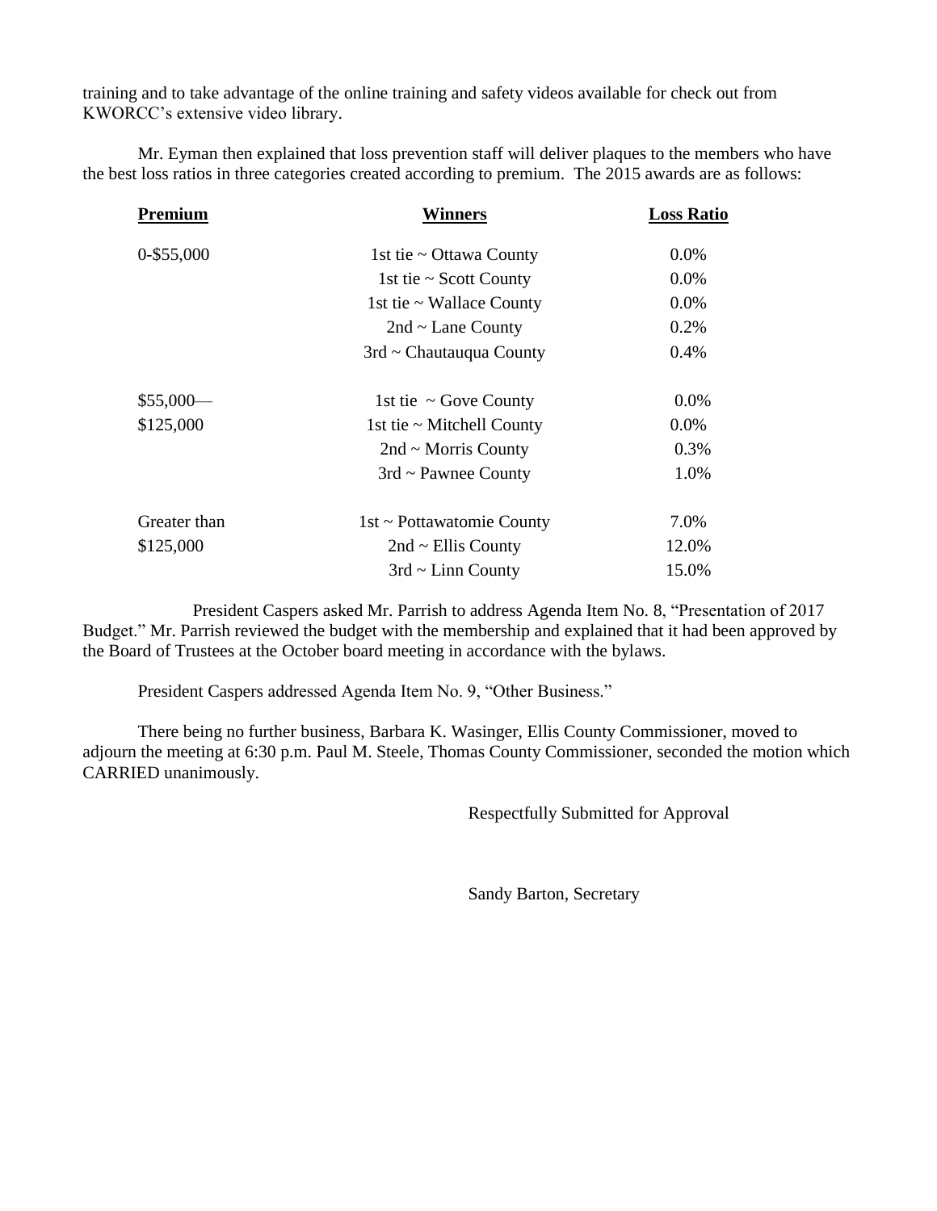training and to take advantage of the online training and safety videos available for check out from KWORCC's extensive video library.

Mr. Eyman then explained that loss prevention staff will deliver plaques to the members who have the best loss ratios in three categories created according to premium. The 2015 awards are as follows:

| **Premium** | **Winners** | **Loss Ratio** |
|---|---|---|
| 0-$55,000 | 1st tie ~ Ottawa County | 0.0% |
| | 1st tie ~ Scott County | 0.0% |
| | 1st tie ~ Wallace County | 0.0% |
| | 2nd ~ Lane County | 0.2% |
| | 3rd ~ Chautauqua County | 0.4% |
| $55,000— $125,000 | 1st tie ~ Gove County | 0.0% |
| | 1st tie ~ Mitchell County | 0.0% |
| | 2nd ~ Morris County | 0.3% |
| | 3rd ~ Pawnee County | 1.0% |
| Greater than $125,000 | 1st ~ Pottawatomie County | 7.0% |
| | 2nd ~ Ellis County | 12.0% |
| | 3rd ~ Linn County | 15.0% |

President Caspers asked Mr. Parrish to address Agenda Item No. 8, "Presentation of 2017 Budget." Mr. Parrish reviewed the budget with the membership and explained that it had been approved by the Board of Trustees at the October board meeting in accordance with the bylaws.

President Caspers addressed Agenda Item No. 9, "Other Business."

There being no further business, Barbara K. Wasinger, Ellis County Commissioner, moved to adjourn the meeting at 6:30 p.m. Paul M. Steele, Thomas County Commissioner, seconded the motion which CARRIED unanimously.

Respectfully Submitted for Approval

Sandy Barton, Secretary